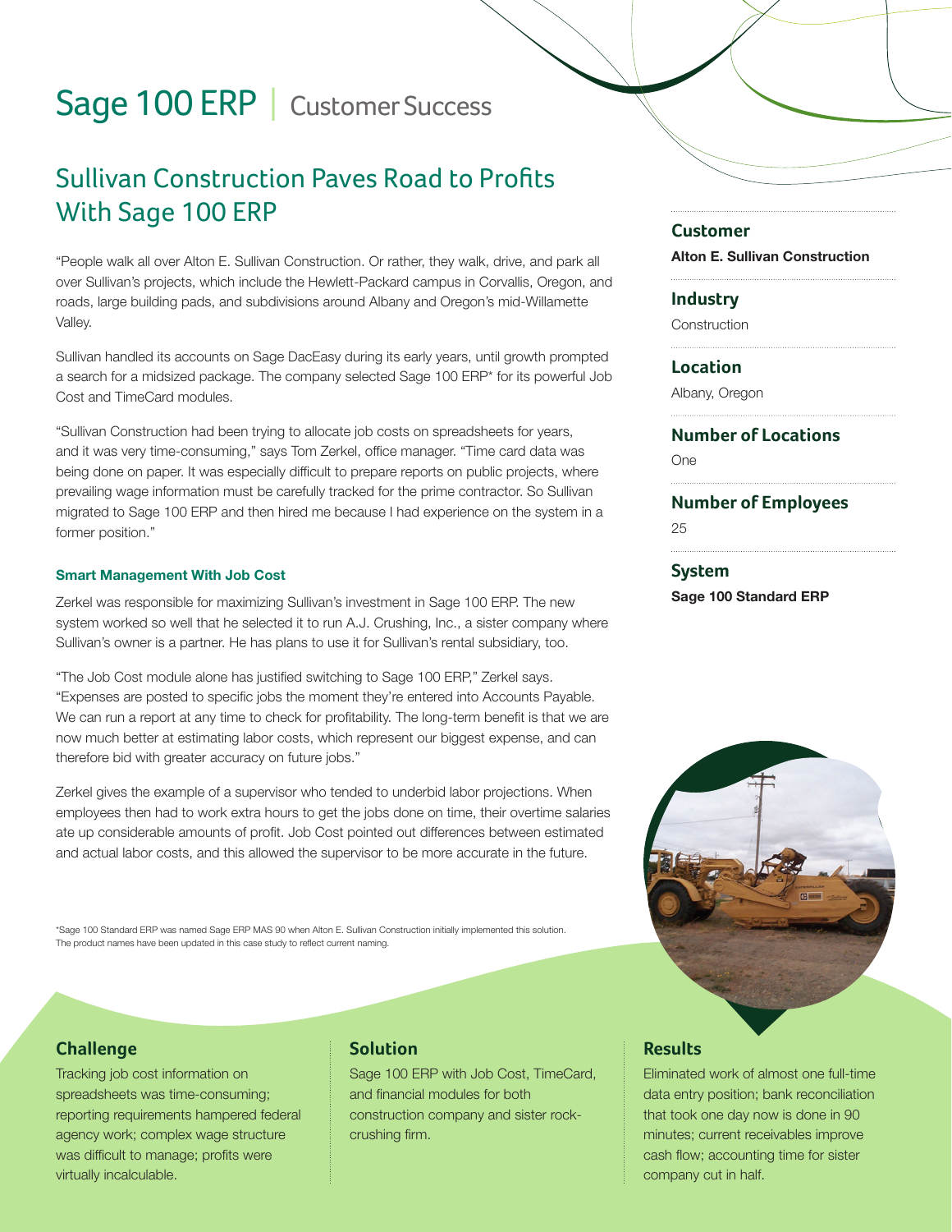# Sage 100 ERP | Customer Success

## Sullivan Construction Paves Road to Profits With Sage 100 ERP

"People walk all over Alton E. Sullivan Construction. Or rather, they walk, drive, and park all over Sullivan's projects, which include the Hewlett-Packard campus in Corvallis, Oregon, and roads, large building pads, and subdivisions around Albany and Oregon's mid-Willamette Valley.

Sullivan handled its accounts on Sage DacEasy during its early years, until growth prompted a search for a midsized package. The company selected Sage 100 ERP* for its powerful Job Cost and TimeCard modules.

"Sullivan Construction had been trying to allocate job costs on spreadsheets for years, and it was very time-consuming," says Tom Zerkel, office manager. "Time card data was being done on paper. It was especially difficult to prepare reports on public projects, where prevailing wage information must be carefully tracked for the prime contractor. So Sullivan migrated to Sage 100 ERP and then hired me because I had experience on the system in a former position."

#### Smart Management With Job Cost

Zerkel was responsible for maximizing Sullivan's investment in Sage 100 ERP. The new system worked so well that he selected it to run A.J. Crushing, Inc., a sister company where Sullivan's owner is a partner. He has plans to use it for Sullivan's rental subsidiary, too.

"The Job Cost module alone has justified switching to Sage 100 ERP," Zerkel says. "Expenses are posted to specific jobs the moment they're entered into Accounts Payable. We can run a report at any time to check for profitability. The long-term benefit is that we are now much better at estimating labor costs, which represent our biggest expense, and can therefore bid with greater accuracy on future jobs."

Zerkel gives the example of a supervisor who tended to underbid labor projections. When employees then had to work extra hours to get the jobs done on time, their overtime salaries ate up considerable amounts of profit. Job Cost pointed out differences between estimated and actual labor costs, and this allowed the supervisor to be more accurate in the future.

*Sage 100 Standard ERP was named Sage ERP MAS 90 when Alton E. Sullivan Construction initially implemented this solution. The product names have been updated in this case study to reflect current naming.

### Customer
**Alton E. Sullivan Construction**

### Industry
Construction

### Location
Albany, Oregon

### Number of Locations
One

### Number of Employees
25

### System
**Sage 100 Standard ERP**

### Challenge
Tracking job cost information on spreadsheets was time-consuming; reporting requirements hampered federal agency work; complex wage structure was difficult to manage; profits were virtually incalculable.

### Solution
Sage 100 ERP with Job Cost, TimeCard, and financial modules for both construction company and sister rock-crushing firm.

### Results
Eliminated work of almost one full-time data entry position; bank reconciliation that took one day now is done in 90 minutes; current receivables improve cash flow; accounting time for sister company cut in half.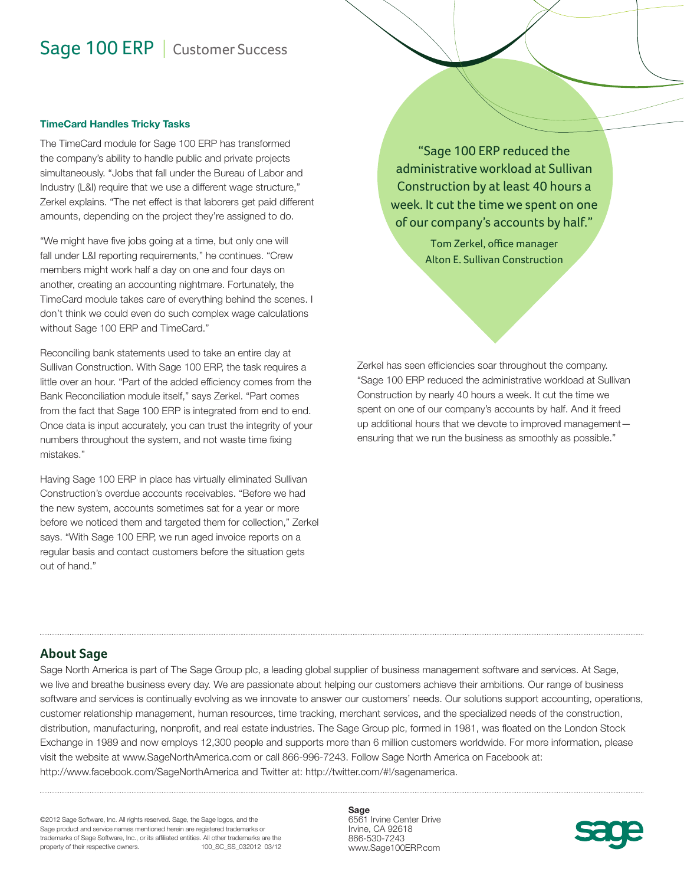### TimeCard Handles Tricky Tasks

The TimeCard module for Sage 100 ERP has transformed the company's ability to handle public and private projects simultaneously. "Jobs that fall under the Bureau of Labor and Industry (L&I) require that we use a different wage structure," Zerkel explains. "The net effect is that laborers get paid different amounts, depending on the project they're assigned to do.

"We might have five jobs going at a time, but only one will fall under L&I reporting requirements," he continues. "Crew members might work half a day on one and four days on another, creating an accounting nightmare. Fortunately, the TimeCard module takes care of everything behind the scenes. I don't think we could even do such complex wage calculations without Sage 100 ERP and TimeCard."

Reconciling bank statements used to take an entire day at Sullivan Construction. With Sage 100 ERP, the task requires a little over an hour. "Part of the added efficiency comes from the Bank Reconciliation module itself," says Zerkel. "Part comes from the fact that Sage 100 ERP is integrated from end to end. Once data is input accurately, you can trust the integrity of your numbers throughout the system, and not waste time fixing mistakes."

Having Sage 100 ERP in place has virtually eliminated Sullivan Construction's overdue accounts receivables. "Before we had the new system, accounts sometimes sat for a year or more before we noticed them and targeted them for collection," Zerkel says. "With Sage 100 ERP, we run aged invoice reports on a regular basis and contact customers before the situation gets out of hand."

> "Sage 100 ERP reduced the administrative workload at Sullivan Construction by at least 40 hours a week. It cut the time we spent on one of our company's accounts by half."
>
> Tom Zerkel, office manager
> Alton E. Sullivan Construction

Zerkel has seen efficiencies soar throughout the company. "Sage 100 ERP reduced the administrative workload at Sullivan Construction by nearly 40 hours a week. It cut the time we spent on one of our company's accounts by half. And it freed up additional hours that we devote to improved management—ensuring that we run the business as smoothly as possible."

## About Sage

Sage North America is part of The Sage Group plc, a leading global supplier of business management software and services. At Sage, we live and breathe business every day. We are passionate about helping our customers achieve their ambitions. Our range of business software and services is continually evolving as we innovate to answer our customers' needs. Our solutions support accounting, operations, customer relationship management, human resources, time tracking, merchant services, and the specialized needs of the construction, distribution, manufacturing, nonprofit, and real estate industries. The Sage Group plc, formed in 1981, was floated on the London Stock Exchange in 1989 and now employs 12,300 people and supports more than 6 million customers worldwide. For more information, please visit the website at www.SageNorthAmerica.com or call 866-996-7243. Follow Sage North America on Facebook at: http://www.facebook.com/SageNorthAmerica and Twitter at: http://twitter.com/#!/sagenamerica.

©2012 Sage Software, Inc. All rights reserved. Sage, the Sage logos, and the Sage product and service names mentioned herein are registered trademarks or trademarks of Sage Software, Inc., or its affiliated entities. All other trademarks are the property of their respective owners. 100_SC_SS_032012 03/12

**Sage**
6561 Irvine Center Drive
Irvine, CA 92618
866-530-7243
www.Sage100ERP.com